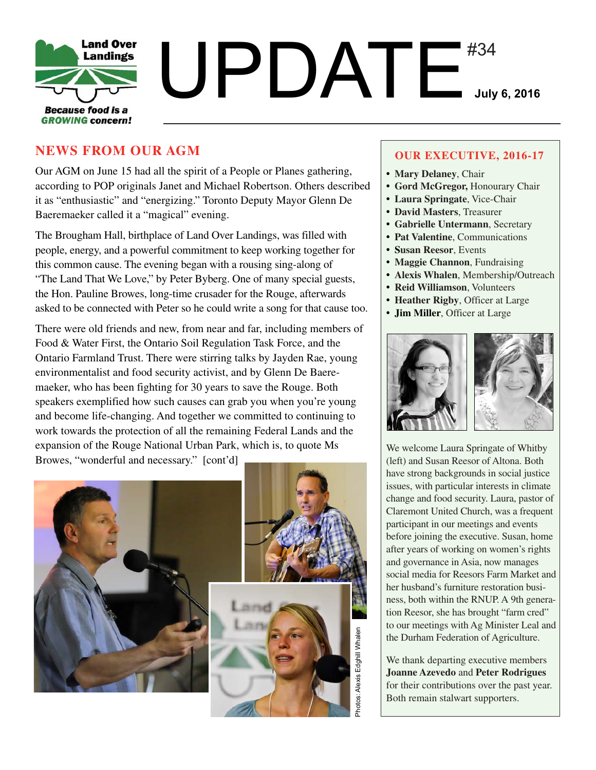Land Over Landings

*Because food is a GROWING concern!*

# UPDATE #34

**July 6, 2016**

## NEWS FROM OUR AGM

Our AGM on June 15 had all the spirit of a People or Planes gathering, according to POP originals Janet and Michael Robertson. Others described it as "enthusiastic" and "energizing." Toronto Deputy Mayor Glenn De Baeremaeker called it a "magical" evening.

The Brougham Hall, birthplace of Land Over Landings, was filled with people, energy, and a powerful commitment to keep working together for this common cause. The evening began with a rousing sing-along of "The Land That We Love," by Peter Byberg. One of many special guests, the Hon. Pauline Browes, long-time crusader for the Rouge, afterwards asked to be connected with Peter so he could write a song for that cause too.

There were old friends and new, from near and far, including members of Food & Water First, the Ontario Soil Regulation Task Force, and the Ontario Farmland Trust. There were stirring talks by Jayden Rae, young environmentalist and food security activist, and by Glenn De Baeremaeker, who has been fighting for 30 years to save the Rouge. Both speakers exemplified how such causes can grab you when you're young and become life-changing. And together we committed to continuing to work towards the protection of all the remaining Federal Lands and the expansion of the Rouge National Urban Park, which is, to quote Ms Browes, "wonderful and necessary." [cont'd]

Photos: Alexis Edghill Whalen

## OUR EXECUTIVE, 2016-17

- **Mary Delaney**, Chair
- **Gord McGregor,** Honourary Chair
- **Laura Springate**, Vice-Chair
- **David Masters**, Treasurer
- **Gabrielle Untermann**, Secretary
- **Pat Valentine**, Communications
- **Susan Reesor**, Events
- **Maggie Channon**, Fundraising
- **Alexis Whalen**, Membership/Outreach
- **Reid Williamson**, Volunteers
- **Heather Rigby**, Officer at Large
- **Jim Miller**, Officer at Large

We welcome Laura Springate of Whitby (left) and Susan Reesor of Altona. Both have strong backgrounds in social justice issues, with particular interests in climate change and food security. Laura, pastor of Claremont United Church, was a frequent participant in our meetings and events before joining the executive. Susan, home after years of working on women's rights and governance in Asia, now manages social media for Reesors Farm Market and her husband's furniture restoration business, both within the RNUP. A 9th generation Reesor, she has brought "farm cred" to our meetings with Ag Minister Leal and the Durham Federation of Agriculture.

We thank departing executive members **Joanne Azevedo** and **Peter Rodrigues** for their contributions over the past year. Both remain stalwart supporters.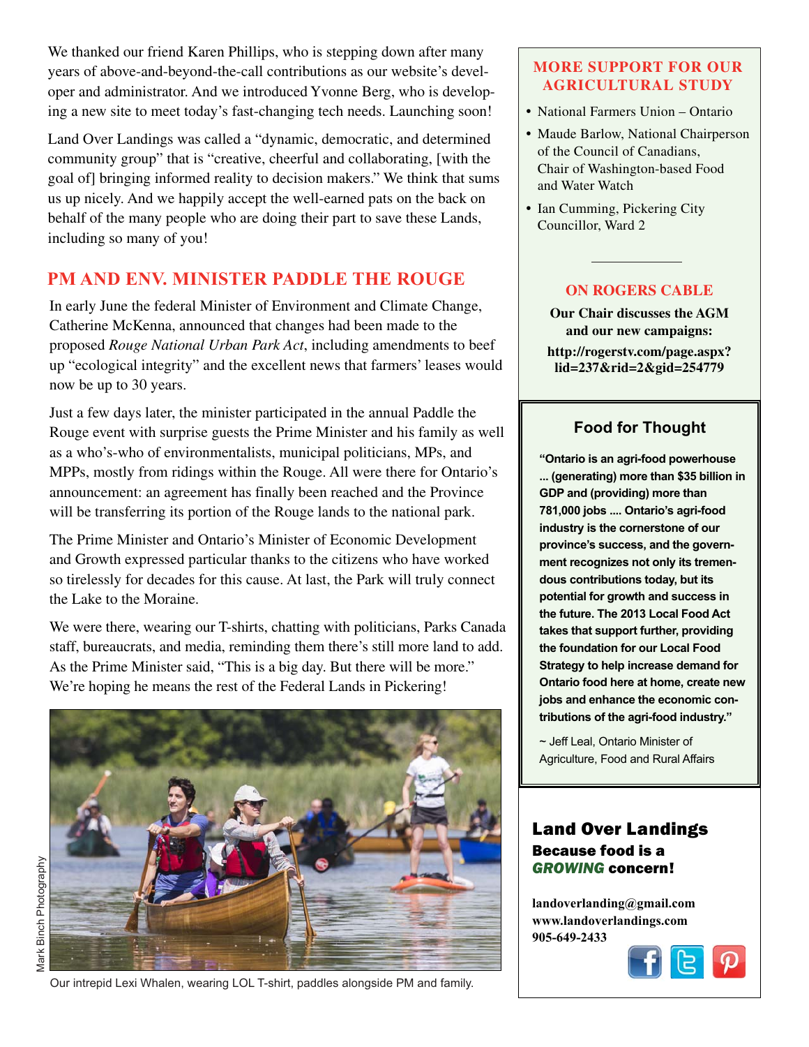We thanked our friend Karen Phillips, who is stepping down after many years of above-and-beyond-the-call contributions as our website's developer and administrator. And we introduced Yvonne Berg, who is developing a new site to meet today's fast-changing tech needs. Launching soon!

Land Over Landings was called a "dynamic, democratic, and determined community group" that is "creative, cheerful and collaborating, [with the goal of] bringing informed reality to decision makers." We think that sums us up nicely. And we happily accept the well-earned pats on the back on behalf of the many people who are doing their part to save these Lands, including so many of you!

## PM AND ENV. MINISTER PADDLE THE ROUGE

In early June the federal Minister of Environment and Climate Change, Catherine McKenna, announced that changes had been made to the proposed *Rouge National Urban Park Act*, including amendments to beef up "ecological integrity" and the excellent news that farmers' leases would now be up to 30 years.

Just a few days later, the minister participated in the annual Paddle the Rouge event with surprise guests the Prime Minister and his family as well as a who's-who of environmentalists, municipal politicians, MPs, and MPPs, mostly from ridings within the Rouge. All were there for Ontario's announcement: an agreement has finally been reached and the Province will be transferring its portion of the Rouge lands to the national park.

The Prime Minister and Ontario's Minister of Economic Development and Growth expressed particular thanks to the citizens who have worked so tirelessly for decades for this cause. At last, the Park will truly connect the Lake to the Moraine.

We were there, wearing our T-shirts, chatting with politicians, Parks Canada staff, bureaucrats, and media, reminding them there's still more land to add. As the Prime Minister said, "This is a big day. But there will be more." We're hoping he means the rest of the Federal Lands in Pickering!

Mark Binch Photography

Our intrepid Lexi Whalen, wearing LOL T-shirt, paddles alongside PM and family.

## MORE SUPPORT FOR OUR AGRICULTURAL STUDY

- National Farmers Union – Ontario
- Maude Barlow, National Chairperson of the Council of Canadians, Chair of Washington-based Food and Water Watch
- Ian Cumming, Pickering City Councillor, Ward 2

---

## ON ROGERS CABLE

**Our Chair discusses the AGM and our new campaigns:**

**http://rogerstv.com/page.aspx?lid=237&rid=2&gid=254779**

## Food for Thought

**"Ontario is an agri-food powerhouse ... (generating) more than $35 billion in GDP and (providing) more than 781,000 jobs .... Ontario's agri-food industry is the cornerstone of our province's success, and the government recognizes not only its tremendous contributions today, but its potential for growth and success in the future. The 2013 Local Food Act takes that support further, providing the foundation for our Local Food Strategy to help increase demand for Ontario food here at home, create new jobs and enhance the economic contributions of the agri-food industry."**

~ Jeff Leal, Ontario Minister of Agriculture, Food and Rural Affairs

## Land Over Landings

**Because food is a *GROWING* concern!**

**landoverlanding@gmail.com**
**www.landoverlandings.com**
**905-649-2433**